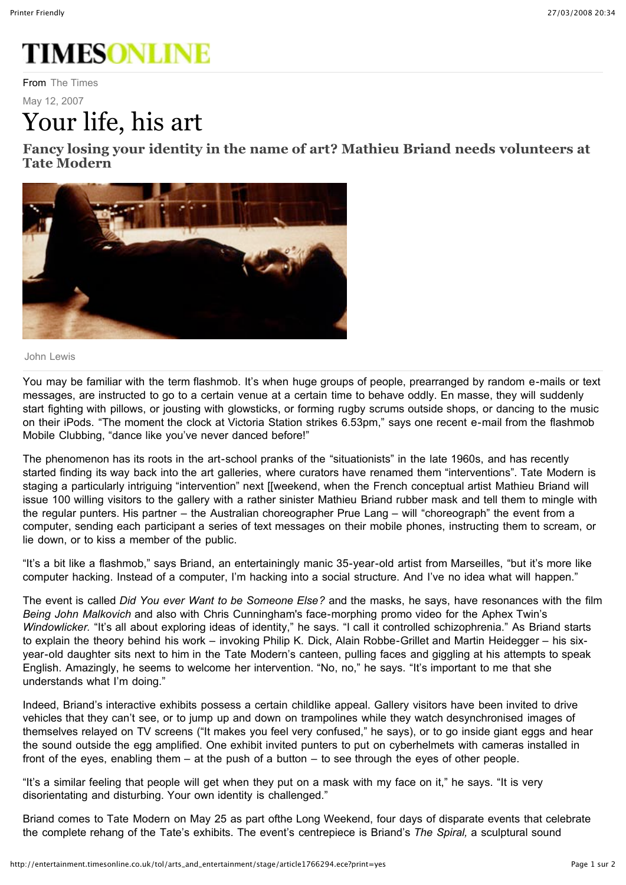# TIMESONLINE

From The Times

May 12, 2007

# Your life, his art

### Fancy losing your identity in the name of art? Mathieu Briand needs volunteers at Tate Modern

John Lewis

You may be familiar with the term flashmob. It's when huge groups of people, prearranged by random e-mails or text messages, are instructed to go to a certain venue at a certain time to behave oddly. En masse, they will suddenly start fighting with pillows, or jousting with glowsticks, or forming rugby scrums outside shops, or dancing to the music on their iPods. "The moment the clock at Victoria Station strikes 6.53pm," says one recent e-mail from the flashmob Mobile Clubbing, "dance like you've never danced before!"

The phenomenon has its roots in the art-school pranks of the "situationists" in the late 1960s, and has recently started finding its way back into the art galleries, where curators have renamed them "interventions". Tate Modern is staging a particularly intriguing "intervention" next [[weekend, when the French conceptual artist Mathieu Briand will issue 100 willing visitors to the gallery with a rather sinister Mathieu Briand rubber mask and tell them to mingle with the regular punters. His partner – the Australian choreographer Prue Lang – will "choreograph" the event from a computer, sending each participant a series of text messages on their mobile phones, instructing them to scream, or lie down, or to kiss a member of the public.

"It's a bit like a flashmob," says Briand, an entertainingly manic 35-year-old artist from Marseilles, "but it's more like computer hacking. Instead of a computer, I'm hacking into a social structure. And I've no idea what will happen."

The event is called *Did You ever Want to be Someone Else?* and the masks, he says, have resonances with the film *Being John Malkovich* and also with Chris Cunningham's face-morphing promo video for the Aphex Twin's *Windowlicker.* "It's all about exploring ideas of identity," he says. "I call it controlled schizophrenia." As Briand starts to explain the theory behind his work – invoking Philip K. Dick, Alain Robbe-Grillet and Martin Heidegger – his six-year-old daughter sits next to him in the Tate Modern's canteen, pulling faces and giggling at his attempts to speak English. Amazingly, he seems to welcome her intervention. "No, no," he says. "It's important to me that she understands what I'm doing."

Indeed, Briand's interactive exhibits possess a certain childlike appeal. Gallery visitors have been invited to drive vehicles that they can't see, or to jump up and down on trampolines while they watch desynchronised images of themselves relayed on TV screens ("It makes you feel very confused," he says), or to go inside giant eggs and hear the sound outside the egg amplified. One exhibit invited punters to put on cyberhelmets with cameras installed in front of the eyes, enabling them – at the push of a button – to see through the eyes of other people.

"It's a similar feeling that people will get when they put on a mask with my face on it," he says. "It is very disorientating and disturbing. Your own identity is challenged."

Briand comes to Tate Modern on May 25 as part ofthe Long Weekend, four days of disparate events that celebrate the complete rehang of the Tate's exhibits. The event's centrepiece is Briand's *The Spiral,* a sculptural sound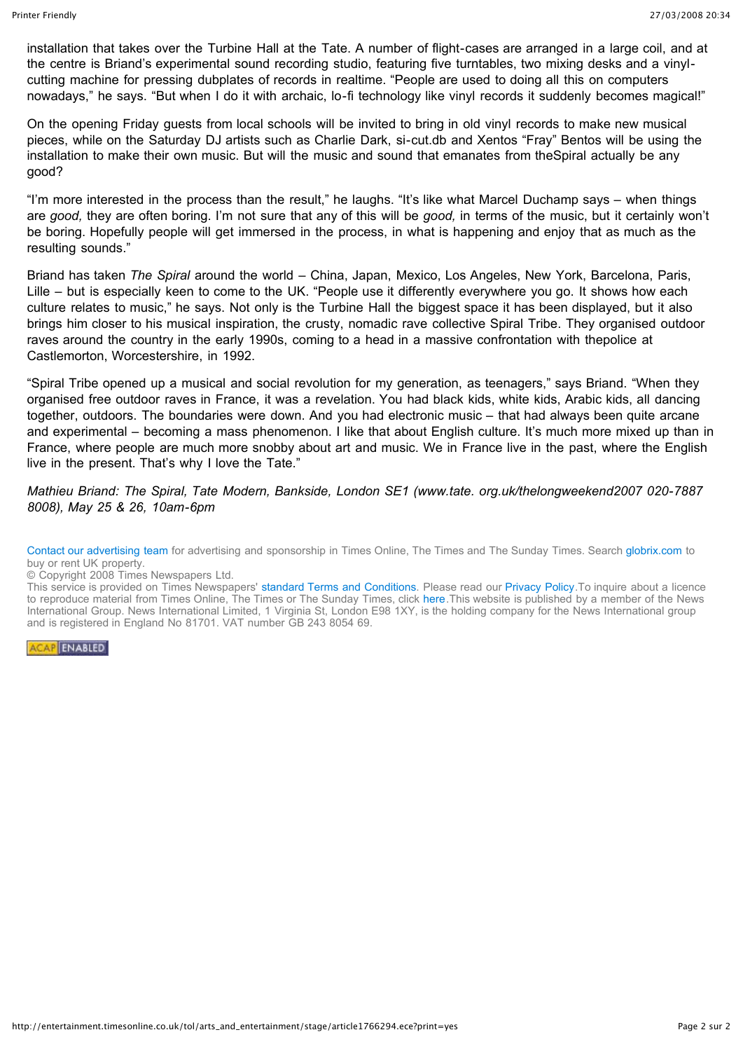installation that takes over the Turbine Hall at the Tate. A number of flight-cases are arranged in a large coil, and at the centre is Briand's experimental sound recording studio, featuring five turntables, two mixing desks and a vinyl-cutting machine for pressing dubplates of records in realtime. "People are used to doing all this on computers nowadays," he says. "But when I do it with archaic, lo-fi technology like vinyl records it suddenly becomes magical!"

On the opening Friday guests from local schools will be invited to bring in old vinyl records to make new musical pieces, while on the Saturday DJ artists such as Charlie Dark, si-cut.db and Xentos "Fray" Bentos will be using the installation to make their own music. But will the music and sound that emanates from theSpiral actually be any good?

"I'm more interested in the process than the result," he laughs. "It's like what Marcel Duchamp says – when things are *good,* they are often boring. I'm not sure that any of this will be *good,* in terms of the music, but it certainly won't be boring. Hopefully people will get immersed in the process, in what is happening and enjoy that as much as the resulting sounds."

Briand has taken *The Spiral* around the world – China, Japan, Mexico, Los Angeles, New York, Barcelona, Paris, Lille – but is especially keen to come to the UK. "People use it differently everywhere you go. It shows how each culture relates to music," he says. Not only is the Turbine Hall the biggest space it has been displayed, but it also brings him closer to his musical inspiration, the crusty, nomadic rave collective Spiral Tribe. They organised outdoor raves around the country in the early 1990s, coming to a head in a massive confrontation with thepolice at Castlemorton, Worcestershire, in 1992.

"Spiral Tribe opened up a musical and social revolution for my generation, as teenagers," says Briand. "When they organised free outdoor raves in France, it was a revelation. You had black kids, white kids, Arabic kids, all dancing together, outdoors. The boundaries were down. And you had electronic music – that had always been quite arcane and experimental – becoming a mass phenomenon. I like that about English culture. It's much more mixed up than in France, where people are much more snobby about art and music. We in France live in the past, where the English live in the present. That's why I love the Tate."

*Mathieu Briand: The Spiral, Tate Modern, Bankside, London SE1 (www.tate. org.uk/thelongweekend2007 020-7887 8008), May 25 & 26, 10am-6pm*

Contact our advertising team for advertising and sponsorship in Times Online, The Times and The Sunday Times. Search globrix.com to buy or rent UK property.
© Copyright 2008 Times Newspapers Ltd.
This service is provided on Times Newspapers' standard Terms and Conditions. Please read our Privacy Policy.To inquire about a licence to reproduce material from Times Online, The Times or The Sunday Times, click here.This website is published by a member of the News International Group. News International Limited, 1 Virginia St, London E98 1XY, is the holding company for the News International group and is registered in England No 81701. VAT number GB 243 8054 69.

ACAP ENABLED